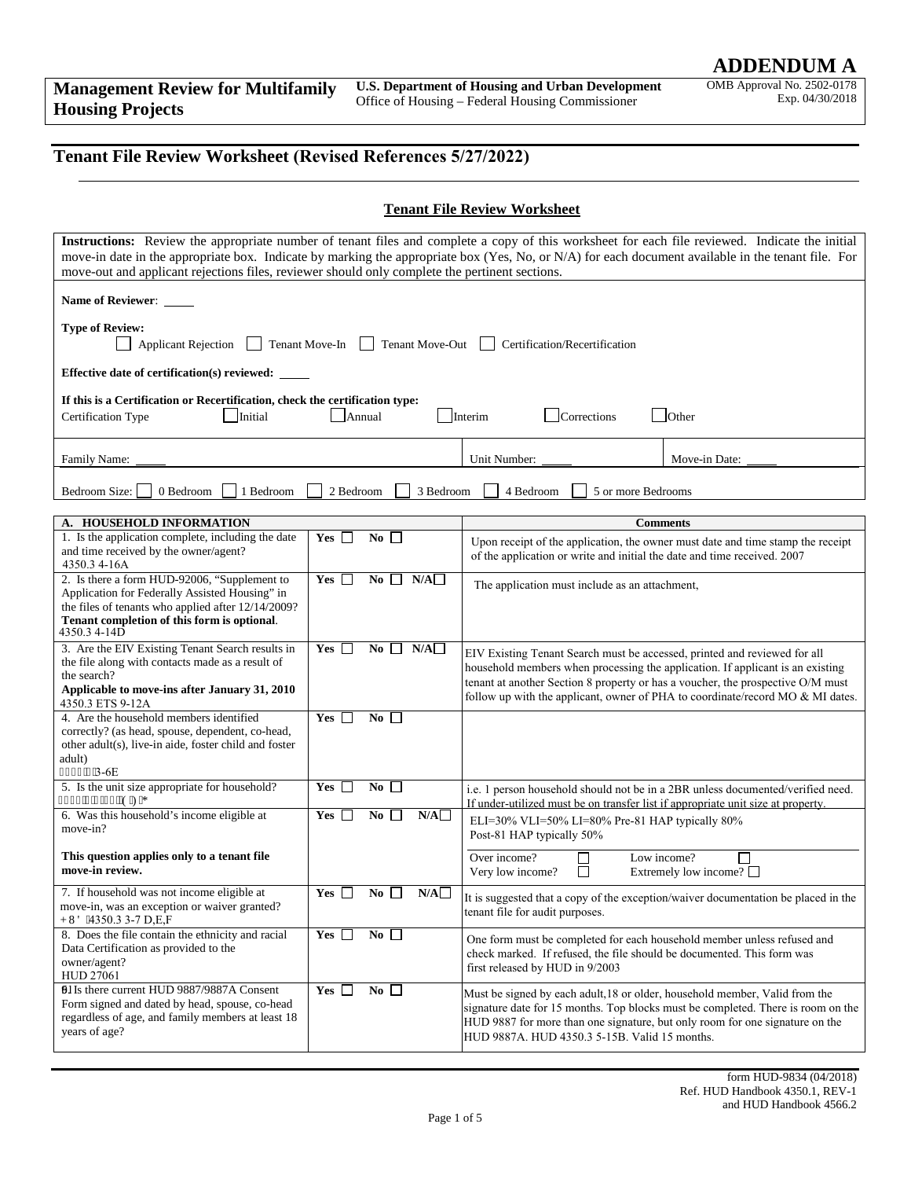**ADDENDUM A**

**Management Review for Multifamily Housing Projects**

**U.S. Department of Housing and Urban Development**
Office of Housing – Federal Housing Commissioner

OMB Approval No. 2502-0178
Exp. 04/30/2018

## Tenant File Review Worksheet (Revised References 5/27/2022)

### Tenant File Review Worksheet

**Instructions:** Review the appropriate number of tenant files and complete a copy of this worksheet for each file reviewed. Indicate the initial move-in date in the appropriate box. Indicate by marking the appropriate box (Yes, No, or N/A) for each document available in the tenant file. For move-out and applicant rejections files, reviewer should only complete the pertinent sections.

**Name of Reviewer**: _____

**Type of Review:**
☐ Applicant Rejection ☐ Tenant Move-In ☐ Tenant Move-Out ☐ Certification/Recertification

**Effective date of certification(s) reviewed:** _____

**If this is a Certification or Recertification, check the certification type:**
Certification Type ☐ Initial ☐ Annual ☐ Interim ☐ Corrections ☐ Other

| Family Name: _____ | Unit Number: _____ | Move-in Date: _____ |
|---|---|---|

Bedroom Size: ☐ 0 Bedroom ☐ 1 Bedroom ☐ 2 Bedroom ☐ 3 Bedroom ☐ 4 Bedroom ☐ 5 or more Bedrooms

| A. HOUSEHOLD INFORMATION | | Comments |
|---|---|---|
| 1. Is the application complete, including the date and time received by the owner/agent? 4350.3 4-16A | **Yes** ☐ **No** ☐ | Upon receipt of the application, the owner must date and time stamp the receipt of the application or write and initial the date and time received. 2007 |
| 2. Is there a form HUD-92006, "Supplement to Application for Federally Assisted Housing" in the files of tenants who applied after 12/14/2009? **Tenant completion of this form is optional**. 4350.3 4-14D | **Yes** ☐ **No** ☐ **N/A** ☐ | The application must include as an attachment, |
| 3. Are the EIV Existing Tenant Search results in the file along with contacts made as a result of the search? **Applicable to move-ins after January 31, 2010** 4350.3 ETS 9-12A | **Yes** ☐ **No** ☐ **N/A** ☐ | EIV Existing Tenant Search must be accessed, printed and reviewed for all household members when processing the application. If applicant is an existing tenant at another Section 8 property or has a voucher, the prospective O/M must follow up with the applicant, owner of PHA to coordinate/record MO & MI dates. |
| 4. Are the household members identified correctly? (as head, spouse, dependent, co-head, other adult(s), live-in aide, foster child and foster adult) 4350.3 3-6E | **Yes** ☐ **No** ☐ | |
| 5. Is the unit size appropriate for household? 4350.3 3-23E,F,G | **Yes** ☐ **No** ☐ | i.e. 1 person household should not be in a 2BR unless documented/verified need. If under-utilized must be on transfer list if appropriate unit size at property. |
| 6. Was this household's income eligible at move-in? **This question applies only to a tenant file move-in review.** | **Yes** ☐ **No** ☐ **N/A** ☐ | ELI=30% VLI=50% LI=80% Pre-81 HAP typically 80% Post-81 HAP typically 50% <br> Over income? ☐ Low income? ☐ <br> Very low income? ☐ Extremely low income? ☐ |
| 7. If household was not income eligible at move-in, was an exception or waiver granted? HUD 4350.3 3-7 D,E,F | **Yes** ☐ **No** ☐ **N/A** ☐ | It is suggested that a copy of the exception/waiver documentation be placed in the tenant file for audit purposes. |
| 8. Does the file contain the ethnicity and racial Data Certification as provided to the owner/agent? HUD 27061 | **Yes** ☐ **No** ☐ | One form must be completed for each household member unless refused and check marked. If refused, the file should be documented. This form was first released by HUD in 9/2003 |
| 9. Is there current HUD 9887/9887A Consent Form signed and dated by head, spouse, co-head regardless of age, and family members at least 18 years of age? | **Yes** ☐ **No** ☐ | Must be signed by each adult,18 or older, household member, Valid from the signature date for 15 months. Top blocks must be completed. There is room on the HUD 9887 for more than one signature, but only room for one signature on the HUD 9887A. HUD 4350.3 5-15B. Valid 15 months. |

form HUD-9834 (04/2018)
Ref. HUD Handbook 4350.1, REV-1
and HUD Handbook 4566.2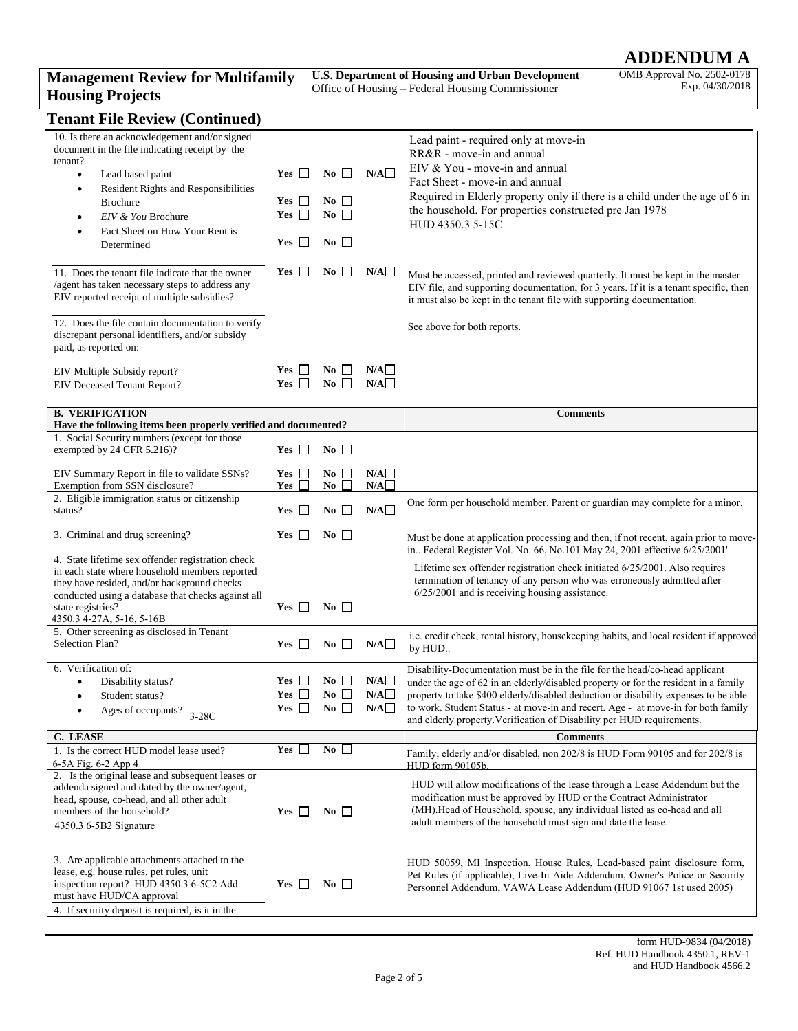**ADDENDUM A**

**Management Review for Multifamily Housing Projects**

**U.S. Department of Housing and Urban Development**
Office of Housing – Federal Housing Commissioner

OMB Approval No. 2502-0178
Exp. 04/30/2018

## Tenant File Review (Continued)

| Question | Response | Comments |
|---|---|---|
| 10. Is there an acknowledgement and/or signed document in the file indicating receipt by the tenant?<br>• Lead based paint<br>• Resident Rights and Responsibilities Brochure<br>• *EIV & You* Brochure<br>• Fact Sheet on How Your Rent is Determined | Yes ☐ No ☐ N/A☐<br>Yes ☐ No ☐<br>Yes ☐ No ☐<br>Yes ☐ No ☐ | Lead paint - required only at move-in<br>RR&R - move-in and annual<br>EIV & You - move-in and annual<br>Fact Sheet - move-in and annual<br>Required in Elderly property only if there is a child under the age of 6 in the household. For properties constructed pre Jan 1978<br>HUD 4350.3 5-15C |
| 11. Does the tenant file indicate that the owner /agent has taken necessary steps to address any EIV reported receipt of multiple subsidies? | Yes ☐ No ☐ N/A☐ | Must be accessed, printed and reviewed quarterly. It must be kept in the master EIV file, and supporting documentation, for 3 years. If it is a tenant specific, then it must also be kept in the tenant file with supporting documentation. |
| 12. Does the file contain documentation to verify discrepant personal identifiers, and/or subsidy paid, as reported on:<br><br>EIV Multiple Subsidy report?<br>EIV Deceased Tenant Report? | <br><br><br>Yes ☐ No ☐ N/A☐<br>Yes ☐ No ☐ N/A☐ | See above for both reports. |
| **B. VERIFICATION**<br>**Have the following items been properly verified and documented?** | | **Comments** |
| 1. Social Security numbers (except for those exempted by 24 CFR 5.216)?<br><br>EIV Summary Report in file to validate SSNs?<br>Exemption from SSN disclosure? | Yes ☐ No ☐<br><br>Yes ☐ No ☐ N/A☐<br>Yes ☐ No ☐ N/A☐ | |
| 2. Eligible immigration status or citizenship status? | Yes ☐ No ☐ N/A☐ | One form per household member. Parent or guardian may complete for a minor. |
| 3. Criminal and drug screening? | Yes ☐ No ☐ | Must be done at application processing and then, if not recent, again prior to move-in. Federal Register Vol. No. 66, No 101 May 24, 2001 effective 6/25/2001' |
| 4. State lifetime sex offender registration check in each state where household members reported they have resided, and/or background checks conducted using a database that checks against all state registries?<br>4350.3 4-27A, 5-16, 5-16B | Yes ☐ No ☐ | Lifetime sex offender registration check initiated 6/25/2001. Also requires termination of tenancy of any person who was erroneously admitted after 6/25/2001 and is receiving housing assistance. |
| 5. Other screening as disclosed in Tenant Selection Plan? | Yes ☐ No ☐ N/A☐ | i.e. credit check, rental history, housekeeping habits, and local resident if approved by HUD.. |
| 6. Verification of:<br>• Disability status?<br>• Student status?<br>• Ages of occupants? 3-28C | Yes ☐ No ☐ N/A☐<br>Yes ☐ No ☐ N/A☐<br>Yes ☐ No ☐ N/A☐ | Disability-Documentation must be in the file for the head/co-head applicant under the age of 62 in an elderly/disabled property or for the resident in a family property to take $400 elderly/disabled deduction or disability expenses to be able to work. Student Status - at move-in and recert. Age - at move-in for both family and elderly property.Verification of Disability per HUD requirements. |
| **C. LEASE** | | **Comments** |
| 1. Is the correct HUD model lease used?<br>6-5A Fig. 6-2 App 4 | Yes ☐ No ☐ | Family, elderly and/or disabled, non 202/8 is HUD Form 90105 and for 202/8 is HUD form 90105b. |
| 2. Is the original lease and subsequent leases or addenda signed and dated by the owner/agent, head, spouse, co-head, and all other adult members of the household?<br>4350.3 6-5B2 Signature | Yes ☐ No ☐ | HUD will allow modifications of the lease through a Lease Addendum but the modification must be approved by HUD or the Contract Administrator (MH).Head of Household, spouse, any individual listed as co-head and all adult members of the household must sign and date the lease. |
| 3. Are applicable attachments attached to the lease, e.g. house rules, pet rules, unit inspection report? HUD 4350.3 6-5C2 Add must have HUD/CA approval | Yes ☐ No ☐ | HUD 50059, MI Inspection, House Rules, Lead-based paint disclosure form, Pet Rules (if applicable), Live-In Aide Addendum, Owner's Police or Security Personnel Addendum, VAWA Lease Addendum (HUD 91067 1st used 2005) |
| 4. If security deposit is required, is it in the | | |

form HUD-9834 (04/2018)
Ref. HUD Handbook 4350.1, REV-1
and HUD Handbook 4566.2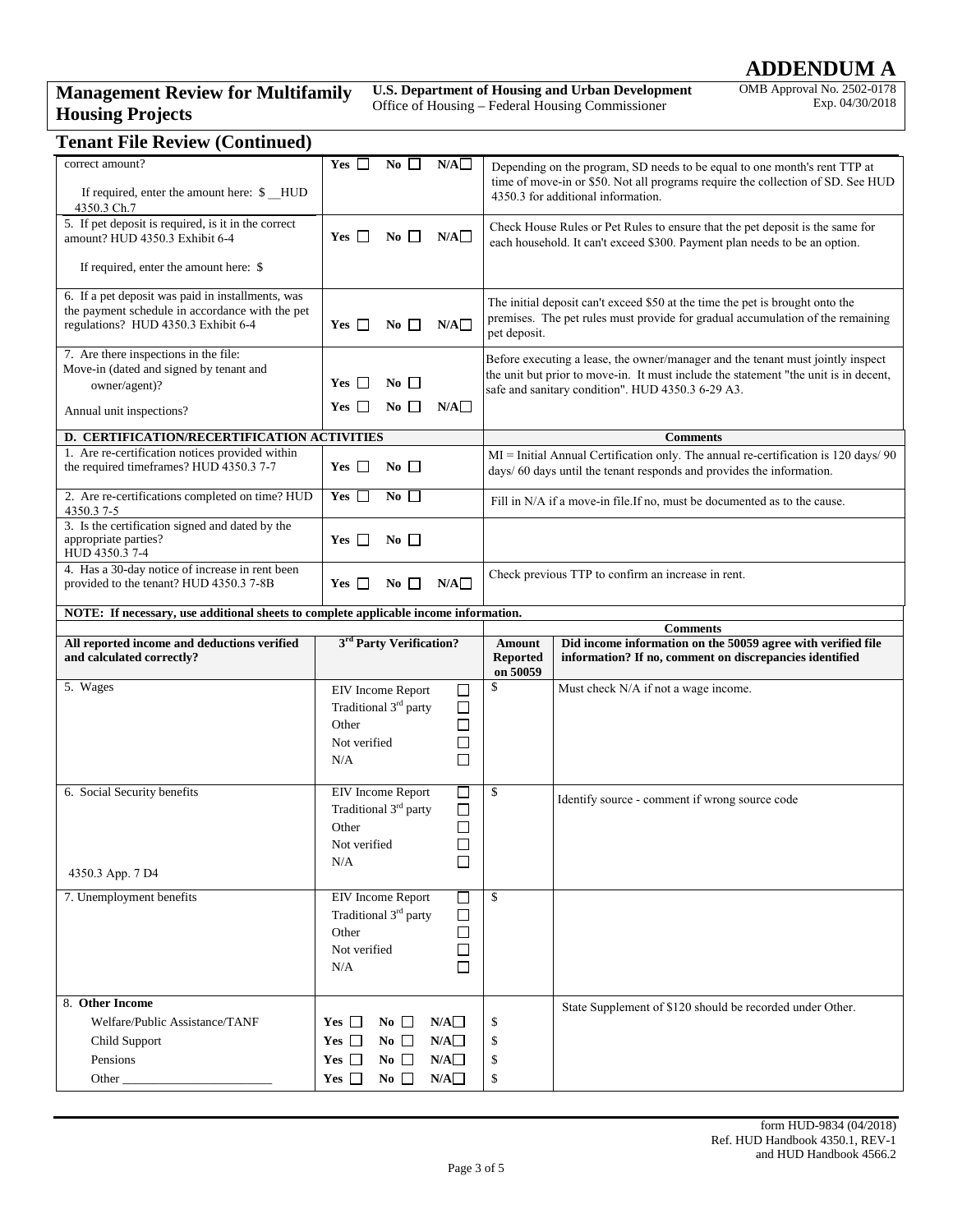# ADDENDUM A

**Management Review for Multifamily Housing Projects**

**U.S. Department of Housing and Urban Development**
Office of Housing – Federal Housing Commissioner

OMB Approval No. 2502-0178
Exp. 04/30/2018

## Tenant File Review (Continued)

| | | |
|---|---|---|
| correct amount?<br><br>If required, enter the amount here: $ __HUD 4350.3 Ch.7 | Yes ☐ No ☐ N/A☐ | Depending on the program, SD needs to be equal to one month's rent TTP at time of move-in or $50. Not all programs require the collection of SD. See HUD 4350.3 for additional information. |
| 5. If pet deposit is required, is it in the correct amount? HUD 4350.3 Exhibit 6-4<br><br>If required, enter the amount here: $ | Yes ☐ No ☐ N/A☐ | Check House Rules or Pet Rules to ensure that the pet deposit is the same for each household. It can't exceed $300. Payment plan needs to be an option. |
| 6. If a pet deposit was paid in installments, was the payment schedule in accordance with the pet regulations? HUD 4350.3 Exhibit 6-4 | Yes ☐ No ☐ N/A☐ | The initial deposit can't exceed $50 at the time the pet is brought onto the premises. The pet rules must provide for gradual accumulation of the remaining pet deposit. |
| 7. Are there inspections in the file:<br>Move-in (dated and signed by tenant and owner/agent)?<br><br>Annual unit inspections? | Yes ☐ No ☐<br><br>Yes ☐ No ☐ N/A☐ | Before executing a lease, the owner/manager and the tenant must jointly inspect the unit but prior to move-in. It must include the statement "the unit is in decent, safe and sanitary condition". HUD 4350.3 6-29 A3. |
| **D. CERTIFICATION/RECERTIFICATION ACTIVITIES** | | **Comments** |
| 1. Are re-certification notices provided within the required timeframes? HUD 4350.3 7-7 | Yes ☐ No ☐ | MI = Initial Annual Certification only. The annual re-certification is 120 days/ 90 days/ 60 days until the tenant responds and provides the information. |
| 2. Are re-certifications completed on time? HUD 4350.3 7-5 | Yes ☐ No ☐ | Fill in N/A if a move-in file.If no, must be documented as to the cause. |
| 3. Is the certification signed and dated by the appropriate parties? HUD 4350.3 7-4 | Yes ☐ No ☐ | |
| 4. Has a 30-day notice of increase in rent been provided to the tenant? HUD 4350.3 7-8B | Yes ☐ No ☐ N/A☐ | Check previous TTP to confirm an increase in rent. |

**NOTE: If necessary, use additional sheets to complete applicable income information.**

| All reported income and deductions verified and calculated correctly? | 3rd Party Verification? | Amount Reported on 50059 | Comments<br>Did income information on the 50059 agree with verified file information? If no, comment on discrepancies identified |
|---|---|---|---|
| 5. Wages | EIV Income Report ☐<br>Traditional 3rd party ☐<br>Other ☐<br>Not verified ☐<br>N/A ☐ | $ | Must check N/A if not a wage income. |
| 6. Social Security benefits<br><br>4350.3 App. 7 D4 | EIV Income Report ☐<br>Traditional 3rd party ☐<br>Other ☐<br>Not verified ☐<br>N/A ☐ | $ | Identify source - comment if wrong source code |
| 7. Unemployment benefits | EIV Income Report ☐<br>Traditional 3rd party ☐<br>Other ☐<br>Not verified ☐<br>N/A ☐ | $ | |
| 8. **Other Income**<br>Welfare/Public Assistance/TANF<br>Child Support<br>Pensions<br>Other ____________ | <br>Yes ☐ No ☐ N/A☐<br>Yes ☐ No ☐ N/A☐<br>Yes ☐ No ☐ N/A☐<br>Yes ☐ No ☐ N/A☐ | <br>$<br>$<br>$<br>$ | State Supplement of $120 should be recorded under Other. |

form HUD-9834 (04/2018)
Ref. HUD Handbook 4350.1, REV-1
and HUD Handbook 4566.2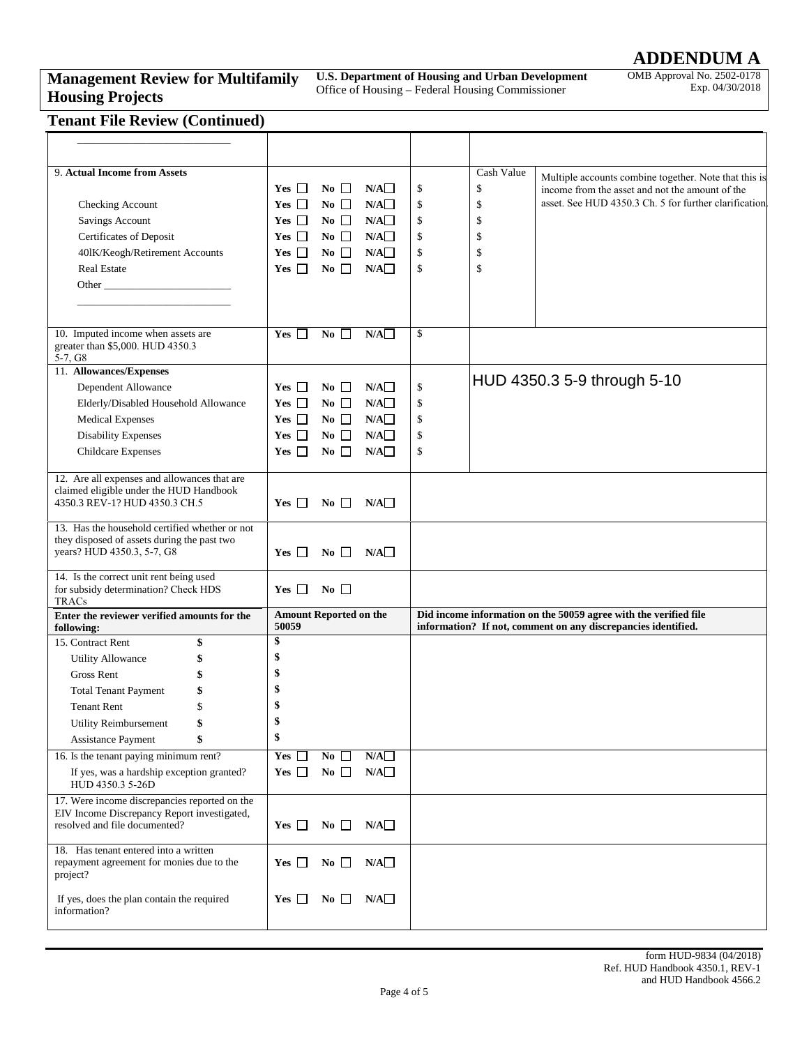# ADDENDUM A

**Management Review for Multifamily Housing Projects**

**U.S. Department of Housing and Urban Development**
Office of Housing – Federal Housing Commissioner

OMB Approval No. 2502-0178
Exp. 04/30/2018

## Tenant File Review (Continued)

| | | | | |
|---|---|---|---|---|
| ___________________________ | | | | |
| 9. **Actual Income from Assets** | Yes ☐ No ☐ N/A☐ | $ | Cash Value<br>$ | Multiple accounts combine together. Note that this is income from the asset and not the amount of the asset. See HUD 4350.3 Ch. 5 for further clarification. |
| Checking Account | Yes ☐ No ☐ N/A☐ | $ | $ | |
| Savings Account | Yes ☐ No ☐ N/A☐ | $ | $ | |
| Certificates of Deposit | Yes ☐ No ☐ N/A☐ | $ | $ | |
| 40lK/Keogh/Retirement Accounts | Yes ☐ No ☐ N/A☐ | $ | $ | |
| Real Estate | Yes ☐ No ☐ N/A☐ | $ | $ | |
| Other ________________________<br>____________________________ | | | | |
| 10. Imputed income when assets are greater than $5,000. HUD 4350.3 5-7, G8 | Yes ☐ No ☐ N/A☐ | $ | | |
| 11. **Allowances/Expenses** | | | HUD 4350.3 5-9 through 5-10 | |
| Dependent Allowance | Yes ☐ No ☐ N/A☐ | $ | | |
| Elderly/Disabled Household Allowance | Yes ☐ No ☐ N/A☐ | $ | | |
| Medical Expenses | Yes ☐ No ☐ N/A☐ | $ | | |
| Disability Expenses | Yes ☐ No ☐ N/A☐ | $ | | |
| Childcare Expenses | Yes ☐ No ☐ N/A☐ | $ | | |
| 12. Are all expenses and allowances that are claimed eligible under the HUD Handbook 4350.3 REV-1? HUD 4350.3 CH.5 | Yes ☐ No ☐ N/A☐ | | | |
| 13. Has the household certified whether or not they disposed of assets during the past two years? HUD 4350.3, 5-7, G8 | Yes ☐ No ☐ N/A☐ | | | |
| 14. Is the correct unit rent being used for subsidy determination? Check HDS TRACs | Yes ☐ No ☐ | | | |

| **Enter the reviewer verified amounts for the following:** | | **Amount Reported on the 50059** | **Did income information on the 50059 agree with the verified file information? If not, comment on any discrepancies identified.** |
|---|---|---|---|
| 15. Contract Rent | $ | $ | |
| Utility Allowance | $ | $ | |
| Gross Rent | $ | $ | |
| Total Tenant Payment | $ | $ | |
| Tenant Rent | $ | $ | |
| Utility Reimbursement | $ | $ | |
| Assistance Payment | $ | $ | |
| 16. Is the tenant paying minimum rent? | | Yes ☐ No ☐ N/A☐ | |
| If yes, was a hardship exception granted? HUD 4350.3 5-26D | | Yes ☐ No ☐ N/A☐ | |
| 17. Were income discrepancies reported on the EIV Income Discrepancy Report investigated, resolved and file documented? | | Yes ☐ No ☐ N/A☐ | |
| 18. Has tenant entered into a written repayment agreement for monies due to the project? | | Yes ☐ No ☐ N/A☐ | |
| If yes, does the plan contain the required information? | | Yes ☐ No ☐ N/A☐ | |

form HUD-9834 (04/2018)
Ref. HUD Handbook 4350.1, REV-1
and HUD Handbook 4566.2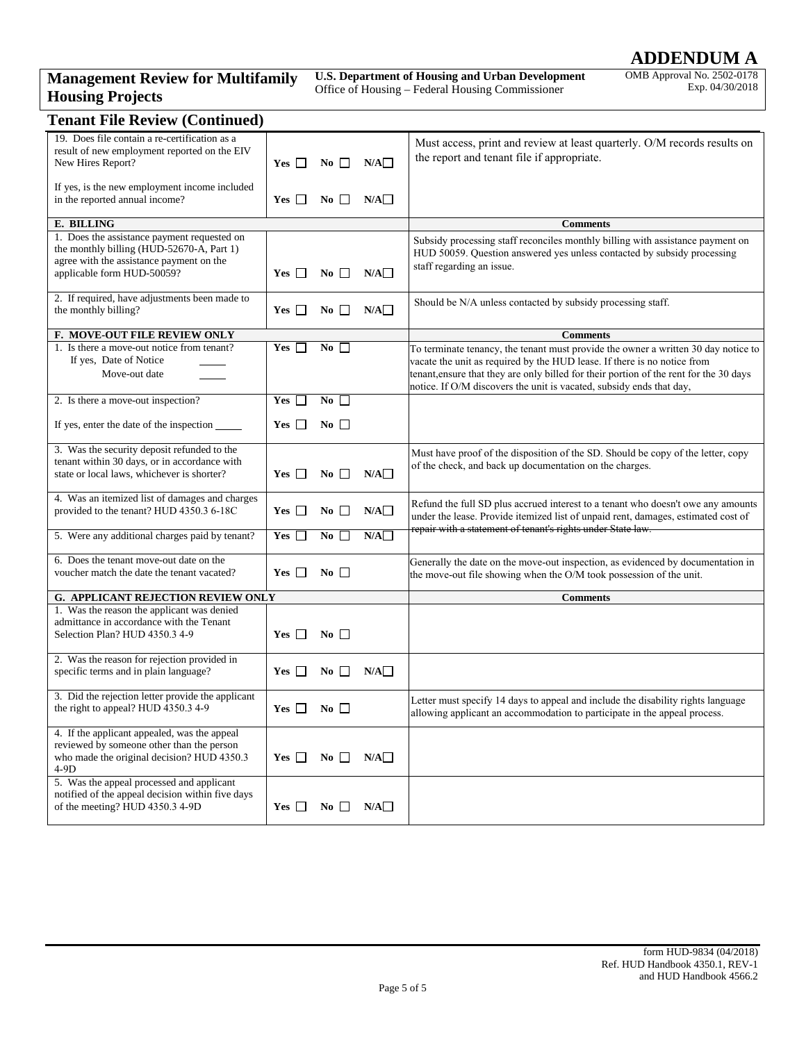# ADDENDUM A

## Management Review for Multifamily Housing Projects

**U.S. Department of Housing and Urban Development**
Office of Housing – Federal Housing Commissioner

OMB Approval No. 2502-0178
Exp. 04/30/2018

## Tenant File Review (Continued)

| | | |
|---|---|---|
| 19. Does file contain a re-certification as a result of new employment reported on the EIV New Hires Report? | **Yes** ☐ **No** ☐ **N/A**☐ | Must access, print and review at least quarterly. O/M records results on the report and tenant file if appropriate. |
| If yes, is the new employment income included in the reported annual income? | **Yes** ☐ **No** ☐ **N/A**☐ | |
| **E. BILLING** | | **Comments** |
| 1. Does the assistance payment requested on the monthly billing (HUD-52670-A, Part 1) agree with the assistance payment on the applicable form HUD-50059? | **Yes** ☐ **No** ☐ **N/A**☐ | Subsidy processing staff reconciles monthly billing with assistance payment on HUD 50059. Question answered yes unless contacted by subsidy processing staff regarding an issue. |
| 2. If required, have adjustments been made to the monthly billing? | **Yes** ☐ **No** ☐ **N/A**☐ | Should be N/A unless contacted by subsidy processing staff. |
| **F. MOVE-OUT FILE REVIEW ONLY** | | **Comments** |
| 1. Is there a move-out notice from tenant? If yes, Date of Notice \_\_\_\_\_ Move-out date \_\_\_\_\_ | **Yes** ☐ **No** ☐ | To terminate tenancy, the tenant must provide the owner a written 30 day notice to vacate the unit as required by the HUD lease. If there is no notice from tenant,ensure that they are only billed for their portion of the rent for the 30 days notice. If O/M discovers the unit is vacated, subsidy ends that day, |
| 2. Is there a move-out inspection? | **Yes** ☐ **No** ☐ | |
| If yes, enter the date of the inspection \_\_\_\_\_ | **Yes** ☐ **No** ☐ | |
| 3. Was the security deposit refunded to the tenant within 30 days, or in accordance with state or local laws, whichever is shorter? | **Yes** ☐ **No** ☐ **N/A**☐ | Must have proof of the disposition of the SD. Should be copy of the letter, copy of the check, and back up documentation on the charges. |
| 4. Was an itemized list of damages and charges provided to the tenant? HUD 4350.3 6-18C | **Yes** ☐ **No** ☐ **N/A**☐ | Refund the full SD plus accrued interest to a tenant who doesn't owe any amounts under the lease. Provide itemized list of unpaid rent, damages, estimated cost of repair with a statement of tenant's rights under State law. |
| 5. Were any additional charges paid by tenant? | **Yes** ☐ **No** ☐ **N/A**☐ | |
| 6. Does the tenant move-out date on the voucher match the date the tenant vacated? | **Yes** ☐ **No** ☐ | Generally the date on the move-out inspection, as evidenced by documentation in the move-out file showing when the O/M took possession of the unit. |
| **G. APPLICANT REJECTION REVIEW ONLY** | | **Comments** |
| 1. Was the reason the applicant was denied admittance in accordance with the Tenant Selection Plan? HUD 4350.3 4-9 | **Yes** ☐ **No** ☐ | |
| 2. Was the reason for rejection provided in specific terms and in plain language? | **Yes** ☐ **No** ☐ **N/A**☐ | |
| 3. Did the rejection letter provide the applicant the right to appeal? HUD 4350.3 4-9 | **Yes** ☐ **No** ☐ | Letter must specify 14 days to appeal and include the disability rights language allowing applicant an accommodation to participate in the appeal process. |
| 4. If the applicant appealed, was the appeal reviewed by someone other than the person who made the original decision? HUD 4350.3 4-9D | **Yes** ☐ **No** ☐ **N/A**☐ | |
| 5. Was the appeal processed and applicant notified of the appeal decision within five days of the meeting? HUD 4350.3 4-9D | **Yes** ☐ **No** ☐ **N/A**☐ | |

form HUD-9834 (04/2018)
Ref. HUD Handbook 4350.1, REV-1
and HUD Handbook 4566.2